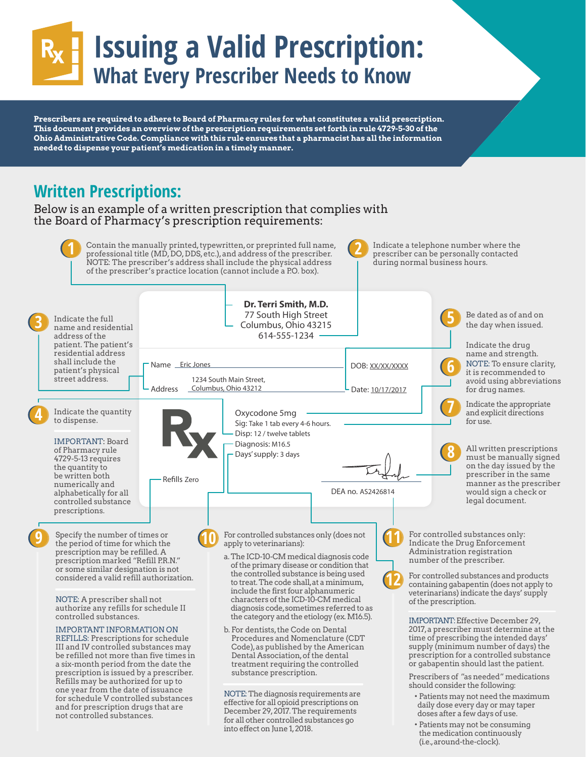# Issuing a Valid Prescription:
## What Every Prescriber Needs to Know

**Prescribers are required to adhere to Board of Pharmacy rules for what constitutes a valid prescription. This document provides an overview of the prescription requirements set forth in rule 4729-5-30 of the Ohio Administrative Code. Compliance with this rule ensures that a pharmacist has all the information needed to dispense your patient's medication in a timely manner.**

## Written Prescriptions:

Below is an example of a written prescription that complies with the Board of Pharmacy's prescription requirements:

**Dr. Terri Smith, M.D.**
77 South High Street
Columbus, Ohio 43215
614-555-1234

Name: Eric Jones DOB: XX/XX/XXXX
Address: 1234 South Main Street, Columbus, Ohio 43212 Date: 10/17/2017

Rx
Oxycodone 5mg
Sig: Take 1 tab every 4-6 hours.
Disp: 12 / twelve tablets
Diagnosis: M16.5
Days' supply: 3 days

Refills Zero

DEA no. AS2426814

1. Contain the manually printed, typewritten, or preprinted full name, professional title (MD, DO, DDS, etc.), and address of the prescriber. NOTE: The prescriber's address shall include the physical address of the prescriber's practice location (cannot include a P.O. box).

2. Indicate a telephone number where the prescriber can be personally contacted during normal business hours.

3. Indicate the full name and residential address of the patient. The patient's residential address shall include the patient's physical street address.

4. Indicate the quantity to dispense.

   IMPORTANT: Board of Pharmacy rule 4729-5-13 requires the quantity to be written both numerically and alphabetically for all controlled substance prescriptions.

5. Be dated as of and on the day when issued.

6. Indicate the drug name and strength. NOTE: To ensure clarity, it is recommended to avoid using abbreviations for drug names.

7. Indicate the appropriate and explicit directions for use.

8. All written prescriptions must be manually signed on the day issued by the prescriber in the same manner as the prescriber would sign a check or legal document.

9. Specify the number of times or the period of time for which the prescription may be refilled. A prescription marked "Refill P.R.N." or some similar designation is not considered a valid refill authorization.

   NOTE: A prescriber shall not authorize any refills for schedule II controlled substances.

   IMPORTANT INFORMATION ON REFILLS: Prescriptions for schedule III and IV controlled substances may be refilled not more than five times in a six-month period from the date the prescription is issued by a prescriber. Refills may be authorized for up to one year from the date of issuance for schedule V controlled substances and for prescription drugs that are not controlled substances.

10. For controlled substances only (does not apply to veterinarians):

    a. The ICD-10-CM medical diagnosis code of the primary disease or condition that the controlled substance is being used to treat. The code shall, at a minimum, include the first four alphanumeric characters of the ICD-10-CM medical diagnosis code, sometimes referred to as the category and the etiology (ex. M16.5).

    b. For dentists, the Code on Dental Procedures and Nomenclature (CDT Code), as published by the American Dental Association, of the dental treatment requiring the controlled substance prescription.

    NOTE: The diagnosis requirements are effective for all opioid prescriptions on December 29, 2017. The requirements for all other controlled substances go into effect on June 1, 2018.

11. For controlled substances only: Indicate the Drug Enforcement Administration registration number of the prescriber.

12. For controlled substances and products containing gabapentin (does not apply to veterinarians) indicate the days' supply of the prescription.

    IMPORTANT: Effective December 29, 2017, a prescriber must determine at the time of prescribing the intended days' supply (minimum number of days) the prescription for a controlled substance or gabapentin should last the patient.

    Prescribers of "as needed" medications should consider the following:

    - Patients may not need the maximum daily dose every day or may taper doses after a few days of use.
    - Patients may not be consuming the medication continuously (i.e., around-the-clock).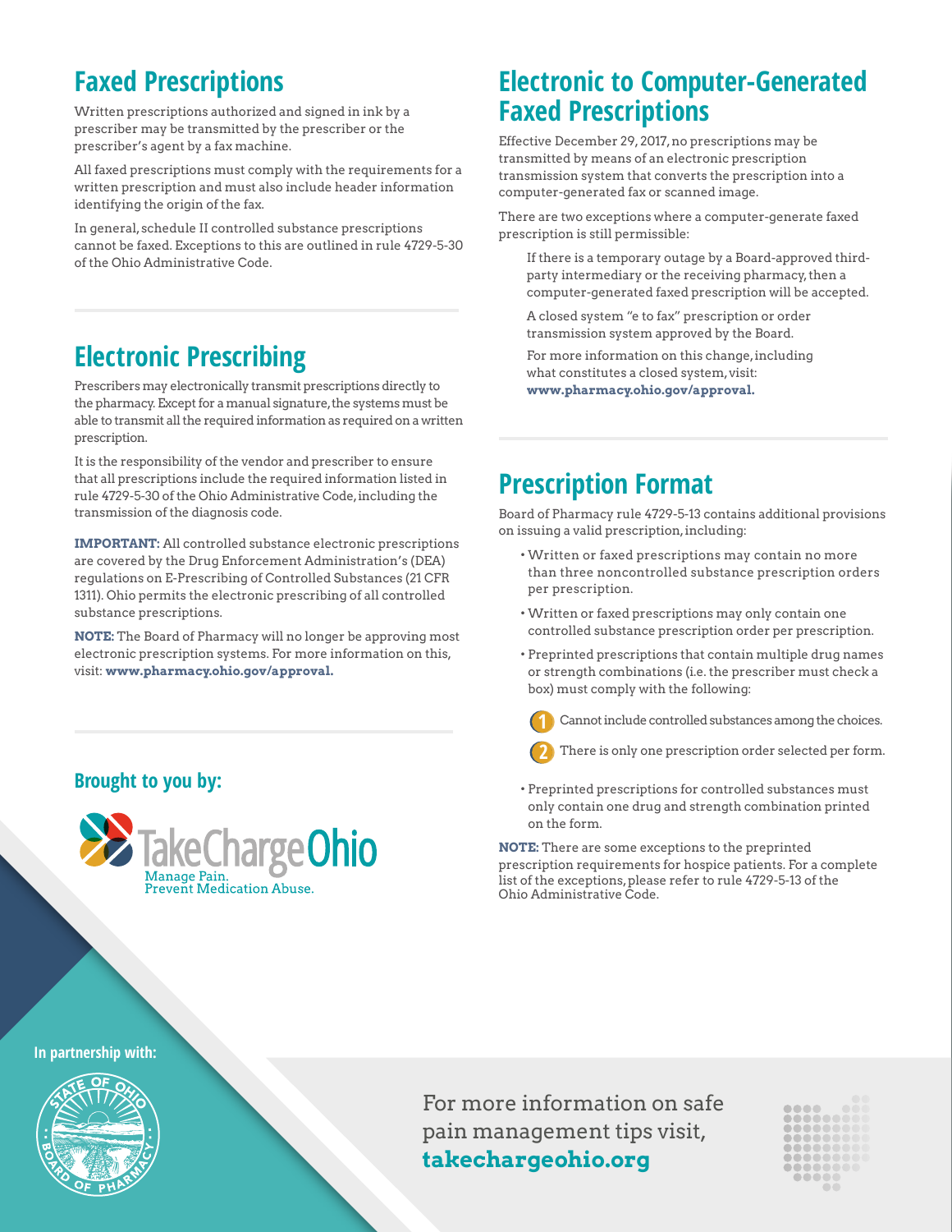## Faxed Prescriptions

Written prescriptions authorized and signed in ink by a prescriber may be transmitted by the prescriber or the prescriber's agent by a fax machine.

All faxed prescriptions must comply with the requirements for a written prescription and must also include header information identifying the origin of the fax.

In general, schedule II controlled substance prescriptions cannot be faxed. Exceptions to this are outlined in rule 4729-5-30 of the Ohio Administrative Code.

## Electronic Prescribing

Prescribers may electronically transmit prescriptions directly to the pharmacy. Except for a manual signature, the systems must be able to transmit all the required information as required on a written prescription.

It is the responsibility of the vendor and prescriber to ensure that all prescriptions include the required information listed in rule 4729-5-30 of the Ohio Administrative Code, including the transmission of the diagnosis code.

**IMPORTANT:** All controlled substance electronic prescriptions are covered by the Drug Enforcement Administration's (DEA) regulations on E-Prescribing of Controlled Substances (21 CFR 1311). Ohio permits the electronic prescribing of all controlled substance prescriptions.

**NOTE:** The Board of Pharmacy will no longer be approving most electronic prescription systems. For more information on this, visit: **www.pharmacy.ohio.gov/approval.**

## Electronic to Computer-Generated Faxed Prescriptions

Effective December 29, 2017, no prescriptions may be transmitted by means of an electronic prescription transmission system that converts the prescription into a computer-generated fax or scanned image.

There are two exceptions where a computer-generate faxed prescription is still permissible:

If there is a temporary outage by a Board-approved third-party intermediary or the receiving pharmacy, then a computer-generated faxed prescription will be accepted.

A closed system "e to fax" prescription or order transmission system approved by the Board.

For more information on this change, including what constitutes a closed system, visit: **www.pharmacy.ohio.gov/approval.**

## Prescription Format

Board of Pharmacy rule 4729-5-13 contains additional provisions on issuing a valid prescription, including:

- Written or faxed prescriptions may contain no more than three noncontrolled substance prescription orders per prescription.
- Written or faxed prescriptions may only contain one controlled substance prescription order per prescription.
- Preprinted prescriptions that contain multiple drug names or strength combinations (i.e. the prescriber must check a box) must comply with the following:
  1. Cannot include controlled substances among the choices.
  2. There is only one prescription order selected per form.
- Preprinted prescriptions for controlled substances must only contain one drug and strength combination printed on the form.

**NOTE:** There are some exceptions to the preprinted prescription requirements for hospice patients. For a complete list of the exceptions, please refer to rule 4729-5-13 of the Ohio Administrative Code.

**Brought to you by:**

TakeCharge Ohio
Manage Pain.
Prevent Medication Abuse.

**In partnership with:**

State of Ohio Board of Pharmacy

For more information on safe pain management tips visit, **takechargeohio.org**